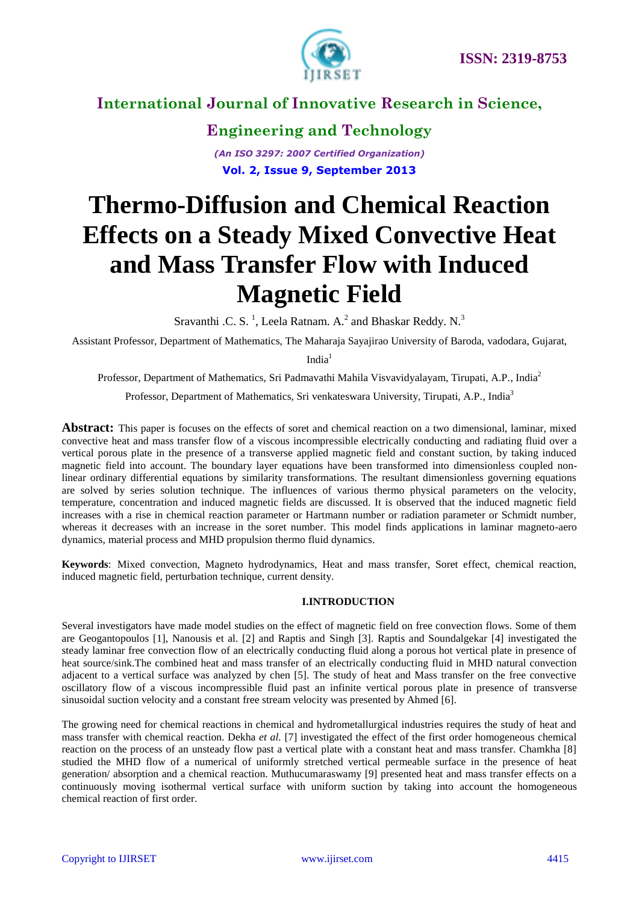# Thermo-Diffusion and Chemical Reaction Effects on a Steady Mixed Convective Heat and Mass Transfer Flow with Induced Magnetic Field

Sravanthi .C. S. [1], Leela Ratnam. A.[2] and Bhaskar Reddy. N.[3]

Assistant Professor, Department of Mathematics, The Maharaja Sayajirao University of Baroda, vadodara, Gujarat, India[1]

Professor, Department of Mathematics, Sri Padmavathi Mahila Visvavidyalayam, Tirupati, A.P., India[2]

Professor, Department of Mathematics, Sri venkateswara University, Tirupati, A.P., India[3]

**Abstract:** This paper is focuses on the effects of soret and chemical reaction on a two dimensional, laminar, mixed convective heat and mass transfer flow of a viscous incompressible electrically conducting and radiating fluid over a vertical porous plate in the presence of a transverse applied magnetic field and constant suction, by taking induced magnetic field into account. The boundary layer equations have been transformed into dimensionless coupled non-linear ordinary differential equations by similarity transformations. The resultant dimensionless governing equations are solved by series solution technique. The influences of various thermo physical parameters on the velocity, temperature, concentration and induced magnetic fields are discussed. It is observed that the induced magnetic field increases with a rise in chemical reaction parameter or Hartmann number or radiation parameter or Schmidt number, whereas it decreases with an increase in the soret number. This model finds applications in laminar magneto-aero dynamics, material process and MHD propulsion thermo fluid dynamics.

**Keywords**: Mixed convection, Magneto hydrodynamics, Heat and mass transfer, Soret effect, chemical reaction, induced magnetic field, perturbation technique, current density.

## I.INTRODUCTION

Several investigators have made model studies on the effect of magnetic field on free convection flows. Some of them are Geogantopoulos [1], Nanousis et al. [2] and Raptis and Singh [3]. Raptis and Soundalgekar [4] investigated the steady laminar free convection flow of an electrically conducting fluid along a porous hot vertical plate in presence of heat source/sink.The combined heat and mass transfer of an electrically conducting fluid in MHD natural convection adjacent to a vertical surface was analyzed by chen [5]. The study of heat and Mass transfer on the free convective oscillatory flow of a viscous incompressible fluid past an infinite vertical porous plate in presence of transverse sinusoidal suction velocity and a constant free stream velocity was presented by Ahmed [6].

The growing need for chemical reactions in chemical and hydrometallurgical industries requires the study of heat and mass transfer with chemical reaction. Dekha *et al.* [7] investigated the effect of the first order homogeneous chemical reaction on the process of an unsteady flow past a vertical plate with a constant heat and mass transfer. Chamkha [8] studied the MHD flow of a numerical of uniformly stretched vertical permeable surface in the presence of heat generation/ absorption and a chemical reaction. Muthucumaraswamy [9] presented heat and mass transfer effects on a continuously moving isothermal vertical surface with uniform suction by taking into account the homogeneous chemical reaction of first order.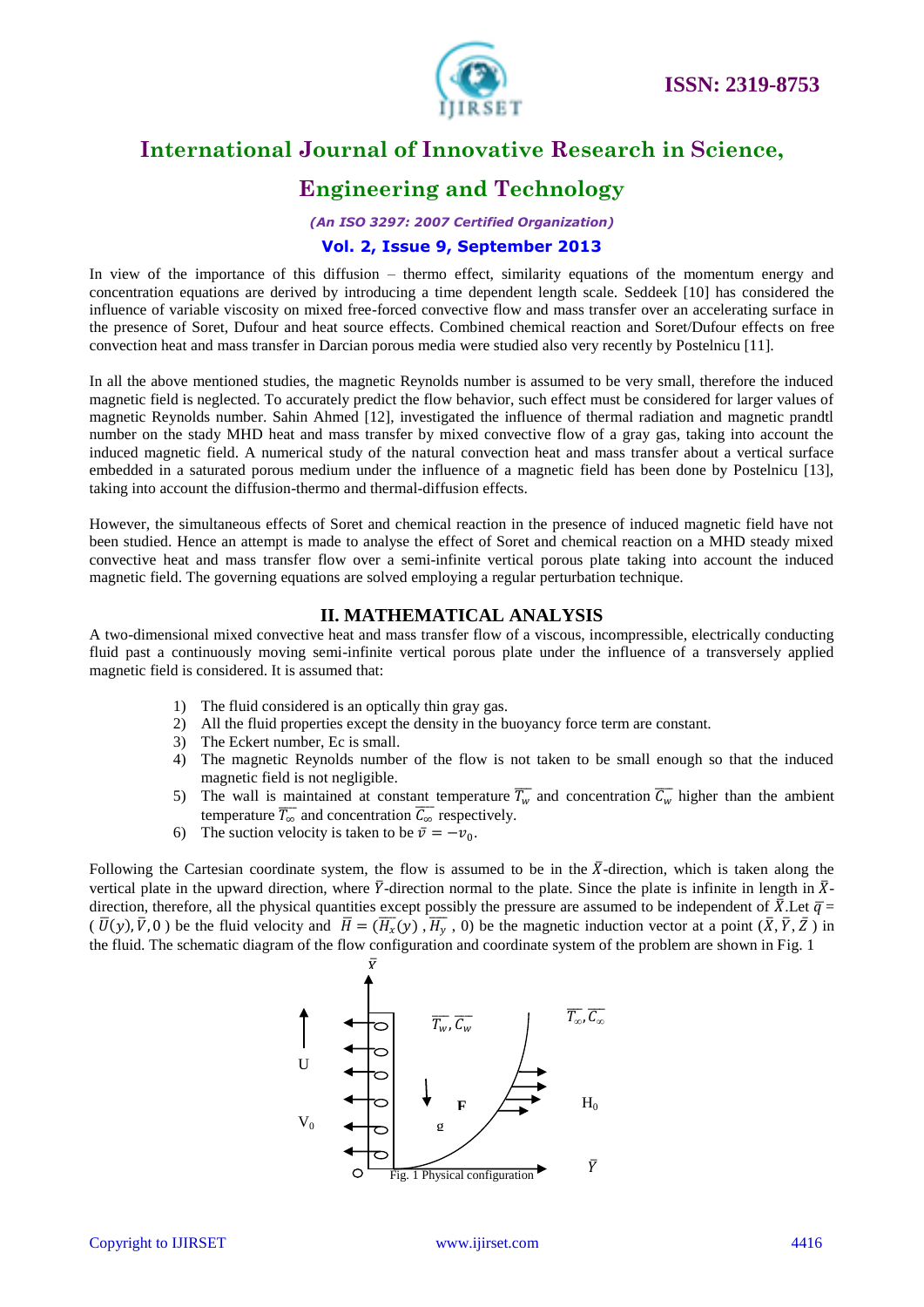In view of the importance of this diffusion – thermo effect, similarity equations of the momentum energy and concentration equations are derived by introducing a time dependent length scale. Seddeek [10] has considered the influence of variable viscosity on mixed free-forced convective flow and mass transfer over an accelerating surface in the presence of Soret, Dufour and heat source effects. Combined chemical reaction and Soret/Dufour effects on free convection heat and mass transfer in Darcian porous media were studied also very recently by Postelnicu [11].

In all the above mentioned studies, the magnetic Reynolds number is assumed to be very small, therefore the induced magnetic field is neglected. To accurately predict the flow behavior, such effect must be considered for larger values of magnetic Reynolds number. Sahin Ahmed [12], investigated the influence of thermal radiation and magnetic prandtl number on the stady MHD heat and mass transfer by mixed convective flow of a gray gas, taking into account the induced magnetic field. A numerical study of the natural convection heat and mass transfer about a vertical surface embedded in a saturated porous medium under the influence of a magnetic field has been done by Postelnicu [13], taking into account the diffusion-thermo and thermal-diffusion effects.

However, the simultaneous effects of Soret and chemical reaction in the presence of induced magnetic field have not been studied. Hence an attempt is made to analyse the effect of Soret and chemical reaction on a MHD steady mixed convective heat and mass transfer flow over a semi-infinite vertical porous plate taking into account the induced magnetic field. The governing equations are solved employing a regular perturbation technique.

## II. MATHEMATICAL ANALYSIS

A two-dimensional mixed convective heat and mass transfer flow of a viscous, incompressible, electrically conducting fluid past a continuously moving semi-infinite vertical porous plate under the influence of a transversely applied magnetic field is considered. It is assumed that:

1) The fluid considered is an optically thin gray gas.
2) All the fluid properties except the density in the buoyancy force term are constant.
3) The Eckert number, Ec is small.
4) The magnetic Reynolds number of the flow is not taken to be small enough so that the induced magnetic field is not negligible.
5) The wall is maintained at constant temperature $\overline{T_w}$ and concentration $\overline{C_w}$ higher than the ambient temperature $\overline{T_\infty}$ and concentration $\overline{C_\infty}$ respectively.
6) The suction velocity is taken to be $\bar{v} = -v_0$.

Following the Cartesian coordinate system, the flow is assumed to be in the $\bar{X}$-direction, which is taken along the vertical plate in the upward direction, where $\bar{Y}$-direction normal to the plate. Since the plate is infinite in length in $\bar{X}$-direction, therefore, all the physical quantities except possibly the pressure are assumed to be independent of $\bar{X}$.Let $\bar{q}$ = ( $\bar{U}(y), \bar{V}, 0$ ) be the fluid velocity and $\bar{H} = (\overline{H_x}(y)\ , \overline{H_y}\ , 0)$ be the magnetic induction vector at a point $(\bar{X}, \bar{Y}, \bar{Z}\ )$ in the fluid. The schematic diagram of the flow configuration and coordinate system of the problem are shown in Fig. 1

Fig. 1 Physical configuration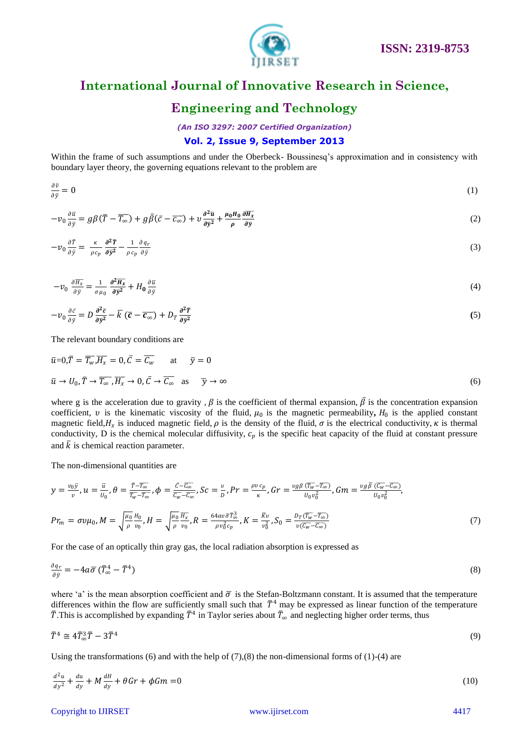Within the frame of such assumptions and under the Oberbeck- Boussinesq's approximation and in consistency with boundary layer theory, the governing equations relevant to the problem are

$$\frac{\partial \bar{v}}{\partial \bar{y}} = 0 \tag{1}$$

$$-v_0 \frac{\partial \bar{u}}{\partial \bar{y}} = g\beta(\bar{T} - \overline{T_\infty}) + g\bar{\beta}(\bar{c} - \overline{c_\infty}) + \upsilon \frac{\partial^2 \bar{u}}{\partial \bar{y}^2} + \frac{\mu_0 H_0}{\rho} \frac{\partial \overline{H_x}}{\partial \bar{y}} \tag{2}$$

$$-v_0 \frac{\partial \bar{T}}{\partial \bar{y}} = \frac{\kappa}{\rho c_p} \frac{\partial^2 \bar{T}}{\partial \bar{y}^2} - \frac{1}{\rho c_p} \frac{\partial q_r}{\partial \bar{y}} \tag{3}$$

$$-v_0 \frac{\partial \overline{H_x}}{\partial \bar{y}} = \frac{1}{\sigma \mu_0} \frac{\partial^2 \overline{H_x}}{\partial \bar{y}^2} + H_0 \frac{\partial \bar{u}}{\partial \bar{y}} \tag{4}$$

$$-v_0 \frac{\partial \bar{c}}{\partial \bar{y}} = D \frac{\partial^2 \bar{c}}{\partial \bar{y}^2} - \bar{k}\,(\bar{c} - \overline{c_\infty}) + D_T \frac{\partial^2 \bar{T}}{\partial \bar{y}^2} \tag{5}$$

The relevant boundary conditions are

$$\bar{u}=0, \bar{T} = \overline{T_w}, \overline{H_x} = 0, \bar{C} = \overline{C_w} \quad \text{at} \quad \bar{y} = 0$$

$$\bar{u} \to U_0, \bar{T} \to \overline{T_\infty}, \overline{H_x} \to 0, \bar{C} \to \overline{C_\infty} \quad \text{as} \quad \bar{y} \to \infty \tag{6}$$

where g is the acceleration due to gravity , $\beta$ is the coefficient of thermal expansion, $\bar{\beta}$ is the concentration expansion coefficient, $\upsilon$ is the kinematic viscosity of the fluid, $\mu_0$ is the magnetic permeability, $H_0$ is the applied constant magnetic field, $H_x$ is induced magnetic field, $\rho$ is the density of the fluid, $\sigma$ is the electrical conductivity, $\kappa$ is thermal conductivity, D is the chemical molecular diffusivity, $c_p$ is the specific heat capacity of the fluid at constant pressure and $\bar{k}$ is chemical reaction parameter.

The non-dimensional quantities are

$$y = \frac{v_0 \bar{y}}{\upsilon}, u = \frac{\bar{u}}{U_0}, \theta = \frac{\bar{T} - \overline{T_\infty}}{\overline{T_w} - \overline{T_\infty}}, \phi = \frac{\bar{C} - \overline{C_\infty}}{\overline{C_w} - \overline{C_\infty}}, Sc = \frac{\upsilon}{D}, Pr = \frac{\rho \upsilon c_p}{\kappa}, Gr = \frac{\upsilon g \beta\,(\overline{T_w} - \overline{T_\infty})}{U_0 v_0^2}, Gm = \frac{\upsilon g \bar{\beta}\,(\overline{C_w} - \overline{C_\infty})}{U_0 v_0^2},$$

$$Pr_m = \sigma \upsilon \mu_0, M = \sqrt{\frac{\mu_0}{\rho}} \frac{H_0}{v_0}, H = \sqrt{\frac{\mu_0}{\rho}} \frac{\overline{H_x}}{v_0}, R = \frac{64 a \upsilon \bar{\sigma} \bar{T}_\infty^3}{\rho v_0^2 c_p}, K = \frac{\bar{K}\upsilon}{v_0^2}, S_0 = \frac{D_T(\overline{T_w} - \overline{T_\infty})}{\upsilon(\overline{C_w} - \overline{C_\infty})} \tag{7}$$

For the case of an optically thin gray gas, the local radiation absorption is expressed as

$$\frac{\partial q_r}{\partial \bar{y}} = -4a\bar{\sigma}\,(\bar{T}_\infty^4 - \bar{T}^4) \tag{8}$$

where 'a' is the mean absorption coefficient and $\bar{\sigma}$ is the Stefan-Boltzmann constant. It is assumed that the temperature differences within the flow are sufficiently small such that $\bar{T}^4$ may be expressed as linear function of the temperature $\bar{T}$.This is accomplished by expanding $\bar{T}^4$ in Taylor series about $\bar{T}_\infty$ and neglecting higher order terms, thus

$$\bar{T}^4 \cong 4\bar{T}_\infty^3 \bar{T} - 3\bar{T}^4 \tag{9}$$

Using the transformations (6) and with the help of (7),(8) the non-dimensional forms of (1)-(4) are

$$\frac{d^2 u}{dy^2} + \frac{du}{dy} + M\frac{dH}{dy} + \theta Gr + \phi Gm = 0 \tag{10}$$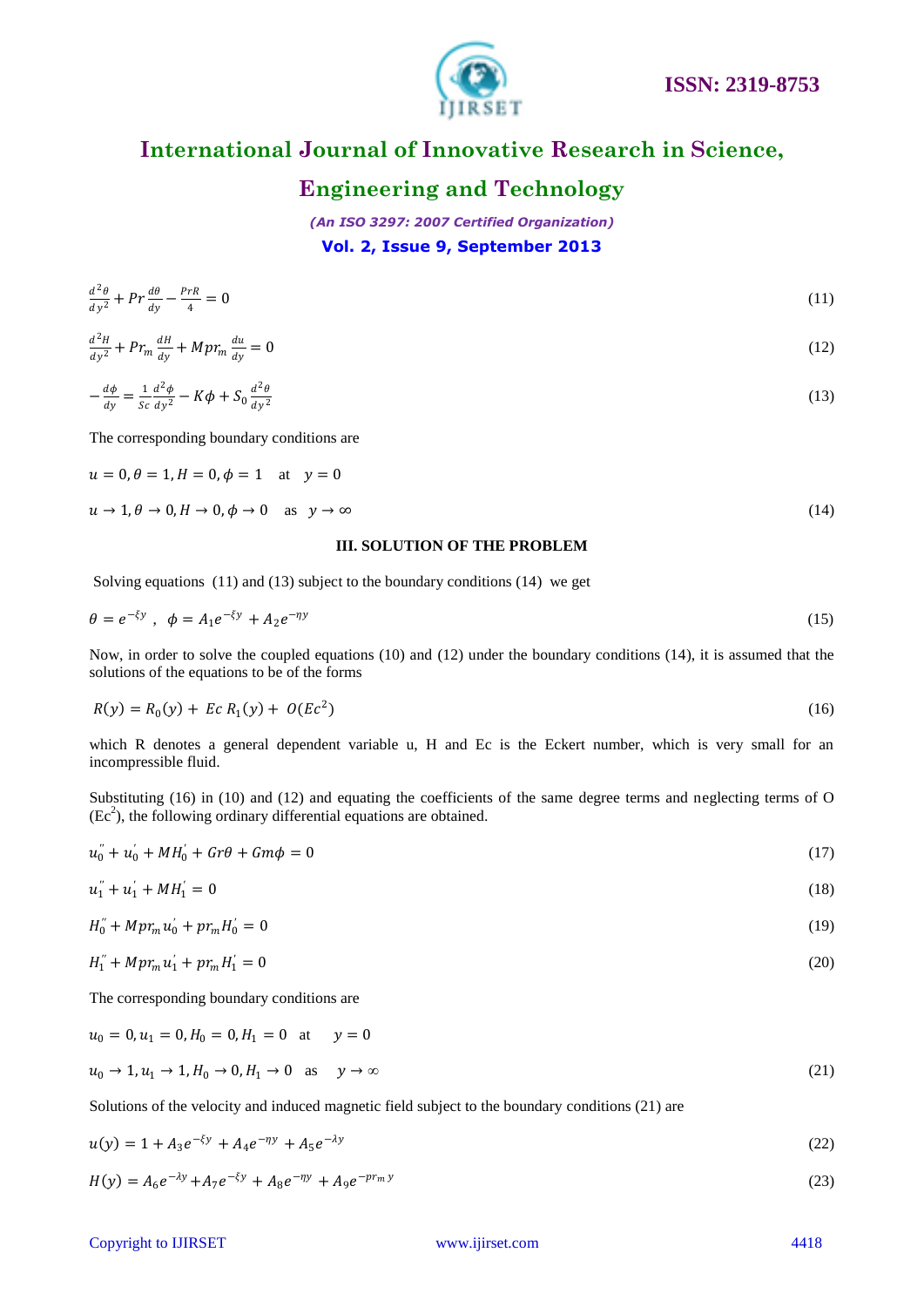$$\frac{d^2\theta}{dy^2} + Pr\frac{d\theta}{dy} - \frac{PrR}{4} = 0 \quad (11)$$

$$\frac{d^2H}{dy^2} + Pr_m\frac{dH}{dy} + Mpr_m\frac{du}{dy} = 0 \quad (12)$$

$$-\frac{d\phi}{dy} = \frac{1}{Sc}\frac{d^2\phi}{dy^2} - K\phi + S_0\frac{d^2\theta}{dy^2} \quad (13)$$

The corresponding boundary conditions are

$$u = 0, \theta = 1, H = 0, \phi = 1 \quad \text{at} \quad y = 0$$

$$u \to 1, \theta \to 0, H \to 0, \phi \to 0 \quad \text{as} \quad y \to \infty \quad (14)$$

### III. SOLUTION OF THE PROBLEM

Solving equations (11) and (13) subject to the boundary conditions (14) we get

$$\theta = e^{-\xi y}, \quad \phi = A_1e^{-\xi y} + A_2e^{-\eta y} \quad (15)$$

Now, in order to solve the coupled equations (10) and (12) under the boundary conditions (14), it is assumed that the solutions of the equations to be of the forms

$$R(y) = R_0(y) + Ec\,R_1(y) + O(Ec^2) \quad (16)$$

which R denotes a general dependent variable u, H and Ec is the Eckert number, which is very small for an incompressible fluid.

Substituting (16) in (10) and (12) and equating the coefficients of the same degree terms and neglecting terms of O $(Ec^2)$, the following ordinary differential equations are obtained.

$$u_0'' + u_0' + MH_0' + Gr\theta + Gm\phi = 0 \quad (17)$$

$$u_1'' + u_1' + MH_1' = 0 \quad (18)$$

$$H_0'' + Mpr_m u_0' + pr_m H_0' = 0 \quad (19)$$

$$H_1'' + Mpr_m u_1' + pr_m H_1' = 0 \quad (20)$$

The corresponding boundary conditions are

$$u_0 = 0, u_1 = 0, H_0 = 0, H_1 = 0 \quad \text{at} \quad y = 0$$

$$u_0 \to 1, u_1 \to 1, H_0 \to 0, H_1 \to 0 \quad \text{as} \quad y \to \infty \quad (21)$$

Solutions of the velocity and induced magnetic field subject to the boundary conditions (21) are

$$u(y) = 1 + A_3e^{-\xi y} + A_4e^{-\eta y} + A_5e^{-\lambda y} \quad (22)$$

$$H(y) = A_6e^{-\lambda y} + A_7e^{-\xi y} + A_8e^{-\eta y} + A_9e^{-pr_m y} \quad (23)$$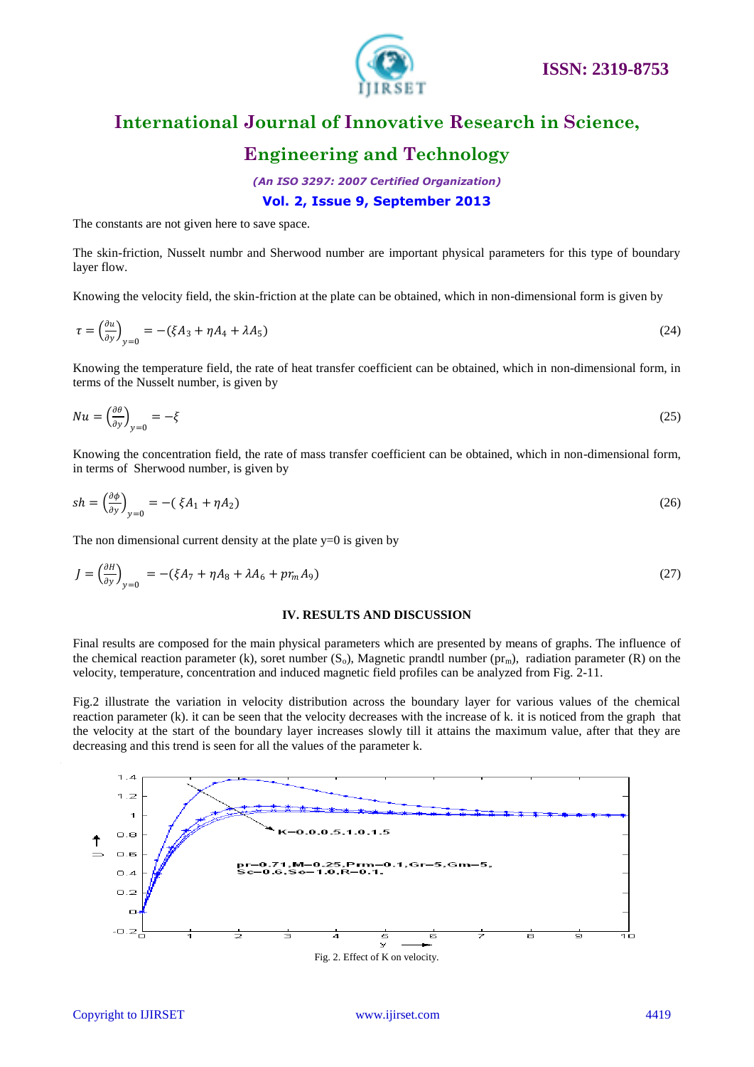The constants are not given here to save space.

The skin-friction, Nusselt numbr and Sherwood number are important physical parameters for this type of boundary layer flow.

Knowing the velocity field, the skin-friction at the plate can be obtained, which in non-dimensional form is given by

$$\tau = \left(\frac{\partial u}{\partial y}\right)_{y=0} = -(\xi A_3 + \eta A_4 + \lambda A_5) \tag{24}$$

Knowing the temperature field, the rate of heat transfer coefficient can be obtained, which in non-dimensional form, in terms of the Nusselt number, is given by

$$Nu = \left(\frac{\partial \theta}{\partial y}\right)_{y=0} = -\xi \tag{25}$$

Knowing the concentration field, the rate of mass transfer coefficient can be obtained, which in non-dimensional form, in terms of Sherwood number, is given by

$$sh = \left(\frac{\partial \phi}{\partial y}\right)_{y=0} = -(\ \xi A_1 + \eta A_2) \tag{26}$$

The non dimensional current density at the plate y=0 is given by

$$J = \left(\frac{\partial H}{\partial y}\right)_{y=0} = -(\xi A_7 + \eta A_8 + \lambda A_6 + pr_m A_9) \tag{27}$$

## IV. RESULTS AND DISCUSSION

Final results are composed for the main physical parameters which are presented by means of graphs. The influence of the chemical reaction parameter (k), soret number ($S_o$), Magnetic prandtl number ($pr_m$), radiation parameter (R) on the velocity, temperature, concentration and induced magnetic field profiles can be analyzed from Fig. 2-11.

Fig.2 illustrate the variation in velocity distribution across the boundary layer for various values of the chemical reaction parameter (k). it can be seen that the velocity decreases with the increase of k. it is noticed from the graph that the velocity at the start of the boundary layer increases slowly till it attains the maximum value, after that they are decreasing and this trend is seen for all the values of the parameter k.

Fig. 2. Effect of K on velocity.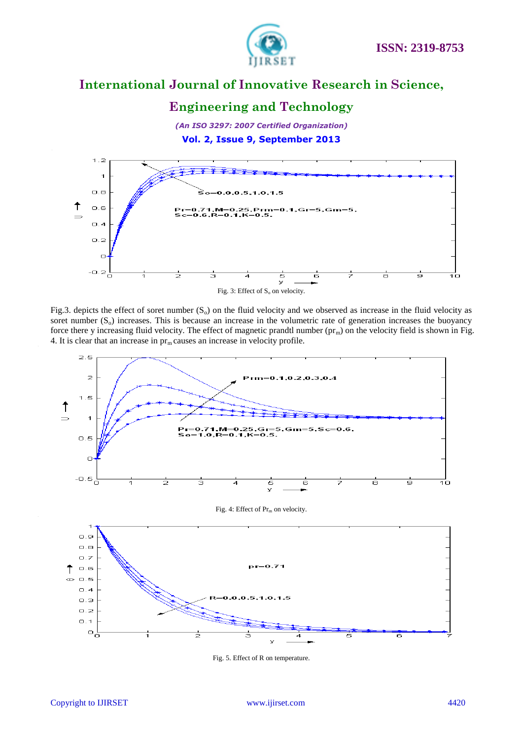Fig. 3: Effect of $S_o$ on velocity.

Fig.3. depicts the effect of soret number ($S_o$) on the fluid velocity and we observed as increase in the fluid velocity as soret number ($S_o$) increases. This is because an increase in the volumetric rate of generation increases the buoyancy force there y increasing fluid velocity. The effect of magnetic prandtl number ($pr_m$) on the velocity field is shown in Fig. 4. It is clear that an increase in $pr_m$ causes an increase in velocity profile.

Fig. 4: Effect of $Pr_m$ on velocity.

Fig. 5. Effect of R on temperature.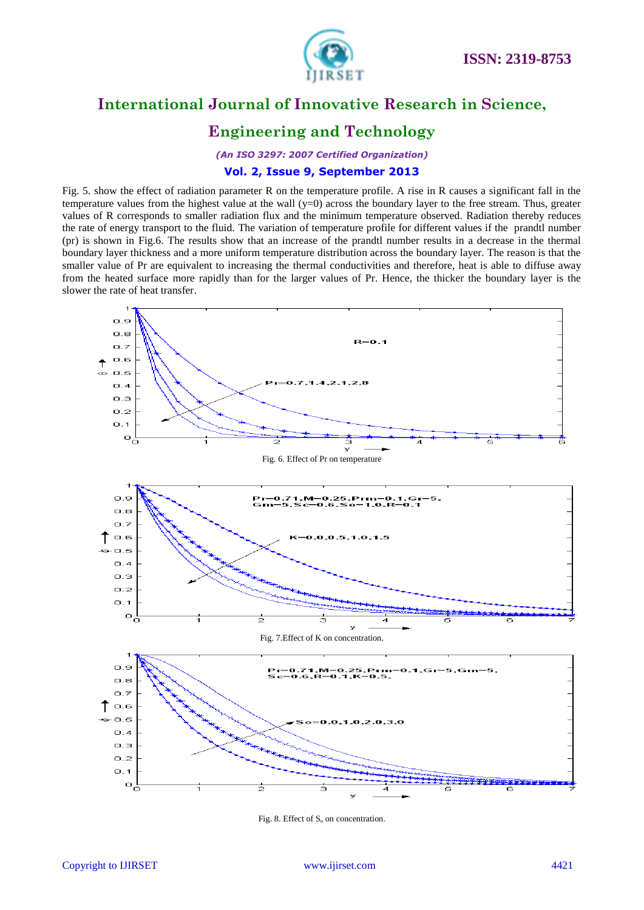Fig. 5. show the effect of radiation parameter R on the temperature profile. A rise in R causes a significant fall in the temperature values from the highest value at the wall (y=0) across the boundary layer to the free stream. Thus, greater values of R corresponds to smaller radiation flux and the minimum temperature observed. Radiation thereby reduces the rate of energy transport to the fluid. The variation of temperature profile for different values if the prandtl number (pr) is shown in Fig.6. The results show that an increase of the prandtl number results in a decrease in the thermal boundary layer thickness and a more uniform temperature distribution across the boundary layer. The reason is that the smaller value of Pr are equivalent to increasing the thermal conductivities and therefore, heat is able to diffuse away from the heated surface more rapidly than for the larger values of Pr. Hence, the thicker the boundary layer is the slower the rate of heat transfer.

Fig. 6. Effect of Pr on temperature

Fig. 7.Effect of K on concentration.

Fig. 8. Effect of $S_o$ on concentration.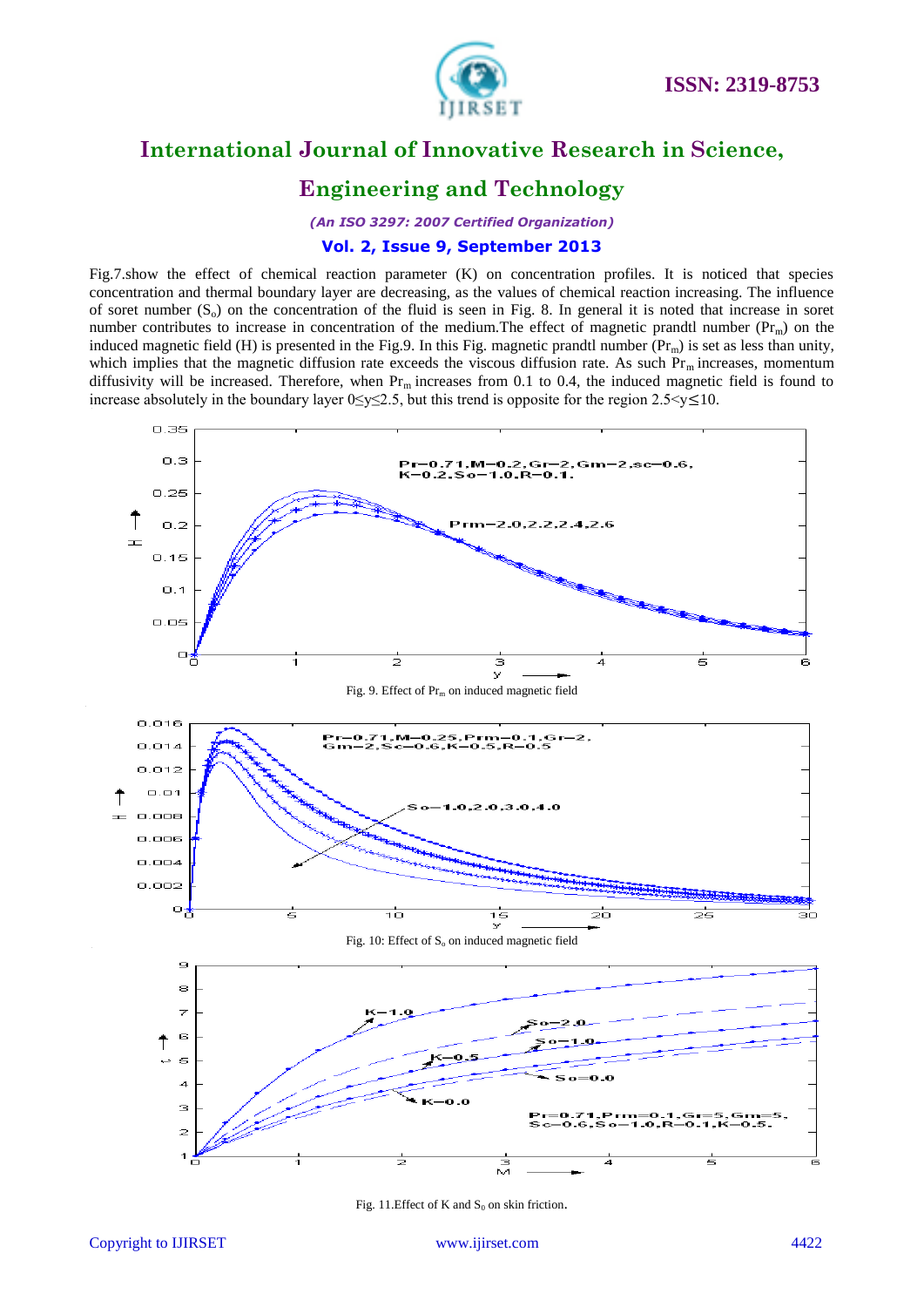Fig.7.show the effect of chemical reaction parameter (K) on concentration profiles. It is noticed that species concentration and thermal boundary layer are decreasing, as the values of chemical reaction increasing. The influence of soret number ($S_o$) on the concentration of the fluid is seen in Fig. 8. In general it is noted that increase in soret number contributes to increase in concentration of the medium.The effect of magnetic prandtl number ($Pr_m$) on the induced magnetic field (H) is presented in the Fig.9. In this Fig. magnetic prandtl number ($Pr_m$) is set as less than unity, which implies that the magnetic diffusion rate exceeds the viscous diffusion rate. As such $Pr_m$ increases, momentum diffusivity will be increased. Therefore, when $Pr_m$ increases from 0.1 to 0.4, the induced magnetic field is found to increase absolutely in the boundary layer $0 \leq y \leq 2.5$, but this trend is opposite for the region $2.5 < y \leq 10$.

Fig. 9. Effect of $Pr_m$ on induced magnetic field

Fig. 10: Effect of $S_o$ on induced magnetic field

Fig. 11.Effect of K and $S_0$ on skin friction.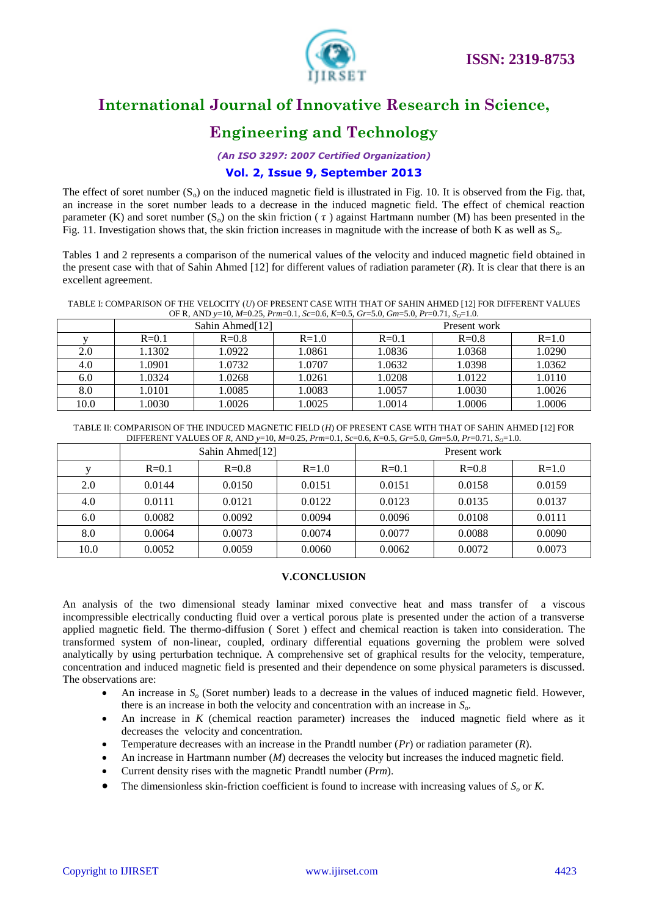The effect of soret number ($S_o$) on the induced magnetic field is illustrated in Fig. 10. It is observed from the Fig. that, an increase in the soret number leads to a decrease in the induced magnetic field. The effect of chemical reaction parameter (K) and soret number ($S_o$) on the skin friction ( $\tau$ ) against Hartmann number (M) has been presented in the Fig. 11. Investigation shows that, the skin friction increases in magnitude with the increase of both K as well as $S_o$.

Tables 1 and 2 represents a comparison of the numerical values of the velocity and induced magnetic field obtained in the present case with that of Sahin Ahmed [12] for different values of radiation parameter (*R*). It is clear that there is an excellent agreement.

TABLE I: COMPARISON OF THE VELOCITY (*U*) OF PRESENT CASE WITH THAT OF SAHIN AHMED [12] FOR DIFFERENT VALUES OF R, AND $y$=10, $M$=0.25, $Prm$=0.1, $Sc$=0.6, $K$=0.5, $Gr$=5.0, $Gm$=5.0, $Pr$=0.71, $S_O$=1.0.

| | Sahin Ahmed[12] | | | Present work | | |
|---|---|---|---|---|---|---|
| y | R=0.1 | R=0.8 | R=1.0 | R=0.1 | R=0.8 | R=1.0 |
| 2.0 | 1.1302 | 1.0922 | 1.0861 | 1.0836 | 1.0368 | 1.0290 |
| 4.0 | 1.0901 | 1.0732 | 1.0707 | 1.0632 | 1.0398 | 1.0362 |
| 6.0 | 1.0324 | 1.0268 | 1.0261 | 1.0208 | 1.0122 | 1.0110 |
| 8.0 | 1.0101 | 1.0085 | 1.0083 | 1.0057 | 1.0030 | 1.0026 |
| 10.0 | 1.0030 | 1.0026 | 1.0025 | 1.0014 | 1.0006 | 1.0006 |

TABLE II: COMPARISON OF THE INDUCED MAGNETIC FIELD (*H*) OF PRESENT CASE WITH THAT OF SAHIN AHMED [12] FOR DIFFERENT VALUES OF *R*, AND $y$=10, $M$=0.25, $Prm$=0.1, $Sc$=0.6, $K$=0.5, $Gr$=5.0, $Gm$=5.0, $Pr$=0.71, $S_O$=1.0.

| | Sahin Ahmed[12] | | | Present work | | |
|---|---|---|---|---|---|---|
| y | R=0.1 | R=0.8 | R=1.0 | R=0.1 | R=0.8 | R=1.0 |
| 2.0 | 0.0144 | 0.0150 | 0.0151 | 0.0151 | 0.0158 | 0.0159 |
| 4.0 | 0.0111 | 0.0121 | 0.0122 | 0.0123 | 0.0135 | 0.0137 |
| 6.0 | 0.0082 | 0.0092 | 0.0094 | 0.0096 | 0.0108 | 0.0111 |
| 8.0 | 0.0064 | 0.0073 | 0.0074 | 0.0077 | 0.0088 | 0.0090 |
| 10.0 | 0.0052 | 0.0059 | 0.0060 | 0.0062 | 0.0072 | 0.0073 |

## V.CONCLUSION

An analysis of the two dimensional steady laminar mixed convective heat and mass transfer of a viscous incompressible electrically conducting fluid over a vertical porous plate is presented under the action of a transverse applied magnetic field. The thermo-diffusion ( Soret ) effect and chemical reaction is taken into consideration. The transformed system of non-linear, coupled, ordinary differential equations governing the problem were solved analytically by using perturbation technique. A comprehensive set of graphical results for the velocity, temperature, concentration and induced magnetic field is presented and their dependence on some physical parameters is discussed. The observations are:

- An increase in $S_o$ (Soret number) leads to a decrease in the values of induced magnetic field. However, there is an increase in both the velocity and concentration with an increase in $S_o$.
- An increase in $K$ (chemical reaction parameter) increases the induced magnetic field where as it decreases the velocity and concentration.
- Temperature decreases with an increase in the Prandtl number ($Pr$) or radiation parameter ($R$).
- An increase in Hartmann number ($M$) decreases the velocity but increases the induced magnetic field.
- Current density rises with the magnetic Prandtl number ($Prm$).
- The dimensionless skin-friction coefficient is found to increase with increasing values of $S_o$ or $K$.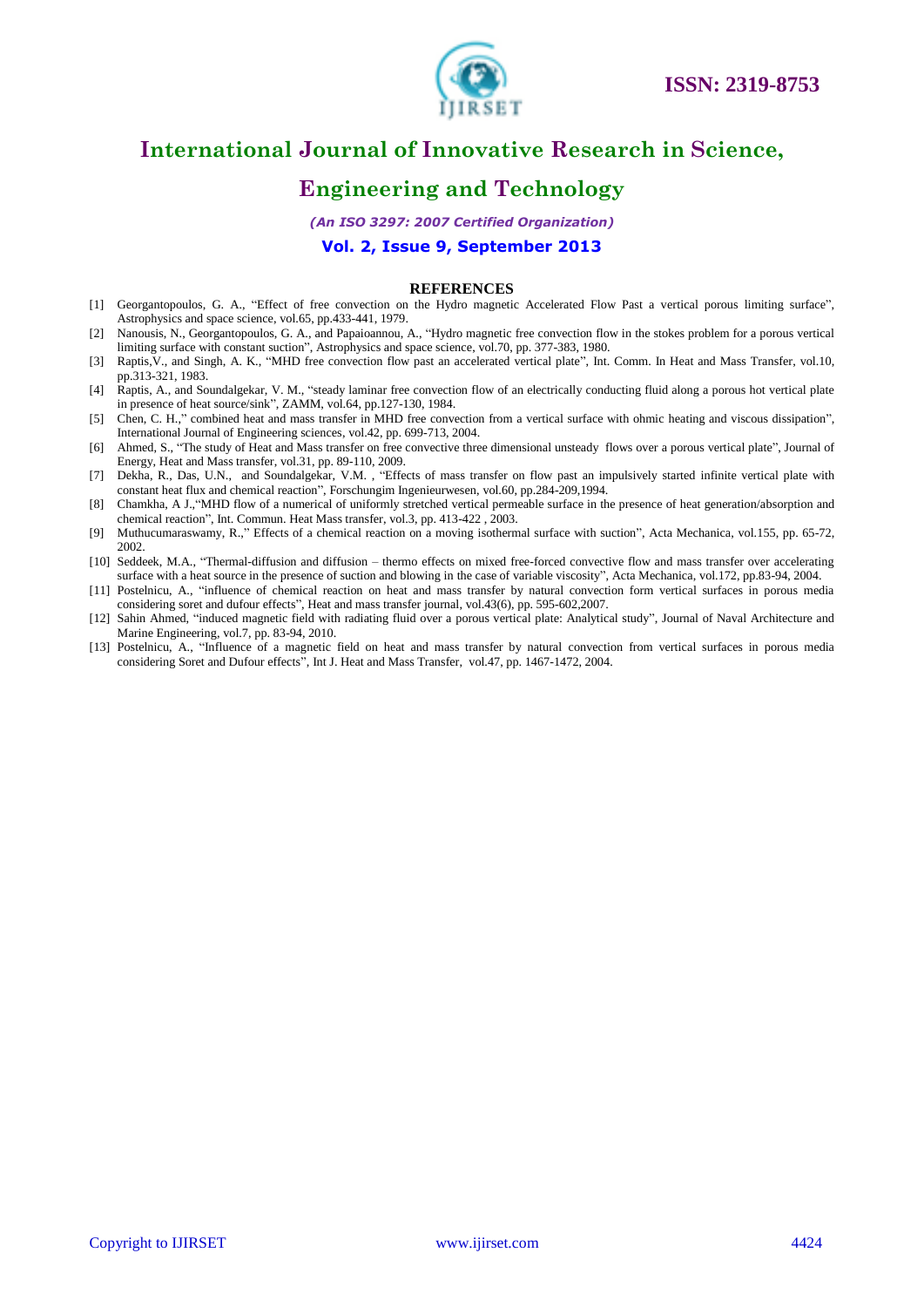## REFERENCES

[1] Georgantopoulos, G. A., "Effect of free convection on the Hydro magnetic Accelerated Flow Past a vertical porous limiting surface", Astrophysics and space science, vol.65, pp.433-441, 1979.

[2] Nanousis, N., Georgantopoulos, G. A., and Papaioannou, A., "Hydro magnetic free convection flow in the stokes problem for a porous vertical limiting surface with constant suction", Astrophysics and space science, vol.70, pp. 377-383, 1980.

[3] Raptis,V., and Singh, A. K., "MHD free convection flow past an accelerated vertical plate", Int. Comm. In Heat and Mass Transfer, vol.10, pp.313-321, 1983.

[4] Raptis, A., and Soundalgekar, V. M., "steady laminar free convection flow of an electrically conducting fluid along a porous hot vertical plate in presence of heat source/sink", ZAMM, vol.64, pp.127-130, 1984.

[5] Chen, C. H.," combined heat and mass transfer in MHD free convection from a vertical surface with ohmic heating and viscous dissipation", International Journal of Engineering sciences, vol.42, pp. 699-713, 2004.

[6] Ahmed, S., "The study of Heat and Mass transfer on free convective three dimensional unsteady flows over a porous vertical plate", Journal of Energy, Heat and Mass transfer, vol.31, pp. 89-110, 2009.

[7] Dekha, R., Das, U.N., and Soundalgekar, V.M. , "Effects of mass transfer on flow past an impulsively started infinite vertical plate with constant heat flux and chemical reaction", Forschungim Ingenieurwesen, vol.60, pp.284-209,1994.

[8] Chamkha, A J.,"MHD flow of a numerical of uniformly stretched vertical permeable surface in the presence of heat generation/absorption and chemical reaction", Int. Commun. Heat Mass transfer, vol.3, pp. 413-422 , 2003.

[9] Muthucumaraswamy, R.," Effects of a chemical reaction on a moving isothermal surface with suction", Acta Mechanica, vol.155, pp. 65-72, 2002.

[10] Seddeek, M.A., "Thermal-diffusion and diffusion – thermo effects on mixed free-forced convective flow and mass transfer over accelerating surface with a heat source in the presence of suction and blowing in the case of variable viscosity", Acta Mechanica, vol.172, pp.83-94, 2004.

[11] Postelnicu, A., "influence of chemical reaction on heat and mass transfer by natural convection form vertical surfaces in porous media considering soret and dufour effects", Heat and mass transfer journal, vol.43(6), pp. 595-602,2007.

[12] Sahin Ahmed, "induced magnetic field with radiating fluid over a porous vertical plate: Analytical study", Journal of Naval Architecture and Marine Engineering, vol.7, pp. 83-94, 2010.

[13] Postelnicu, A., "Influence of a magnetic field on heat and mass transfer by natural convection from vertical surfaces in porous media considering Soret and Dufour effects", Int J. Heat and Mass Transfer, vol.47, pp. 1467-1472, 2004.